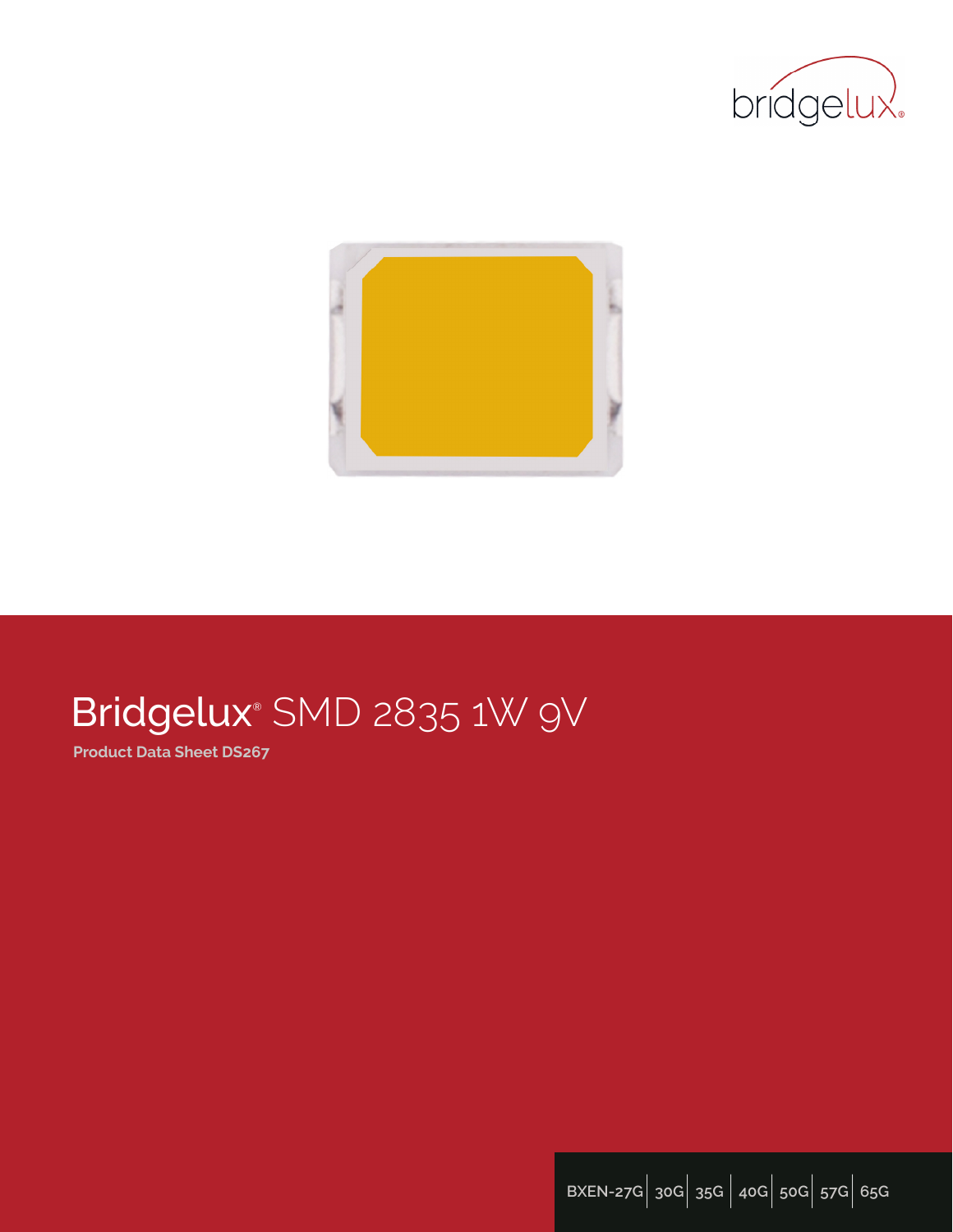# Bridgelux® SMD 2835 1W 9V

**Product Data Sheet DS267**

BXEN-27G | 30G | 35G | 40G | 50G | 57G | 65G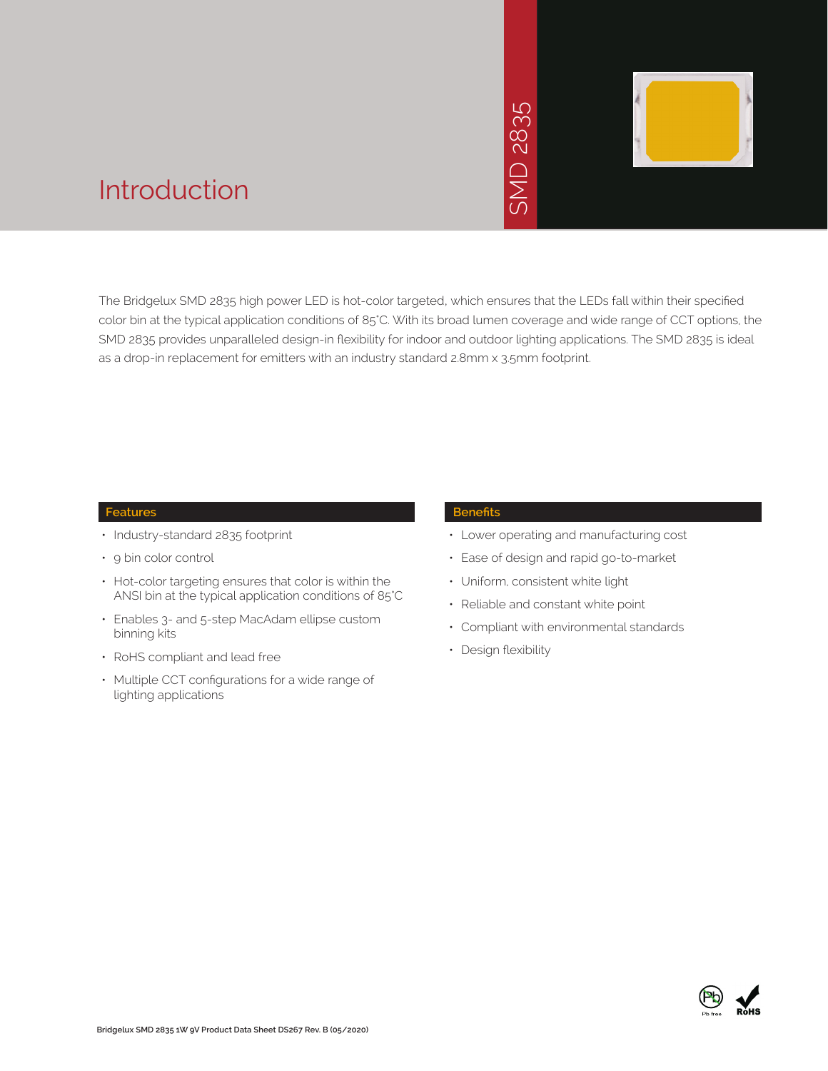# Introduction

SMD 2835

The Bridgelux SMD 2835 high power LED is hot-color targeted, which ensures that the LEDs fall within their specified color bin at the typical application conditions of 85°C. With its broad lumen coverage and wide range of CCT options, the SMD 2835 provides unparalleled design-in flexibility for indoor and outdoor lighting applications. The SMD 2835 is ideal as a drop-in replacement for emitters with an industry standard 2.8mm x 3.5mm footprint.

## Features

- Industry-standard 2835 footprint
- 9 bin color control
- Hot-color targeting ensures that color is within the ANSI bin at the typical application conditions of 85°C
- Enables 3- and 5-step MacAdam ellipse custom binning kits
- RoHS compliant and lead free
- Multiple CCT configurations for a wide range of lighting applications

## Benefits

- Lower operating and manufacturing cost
- Ease of design and rapid go-to-market
- Uniform, consistent white light
- Reliable and constant white point
- Compliant with environmental standards
- Design flexibility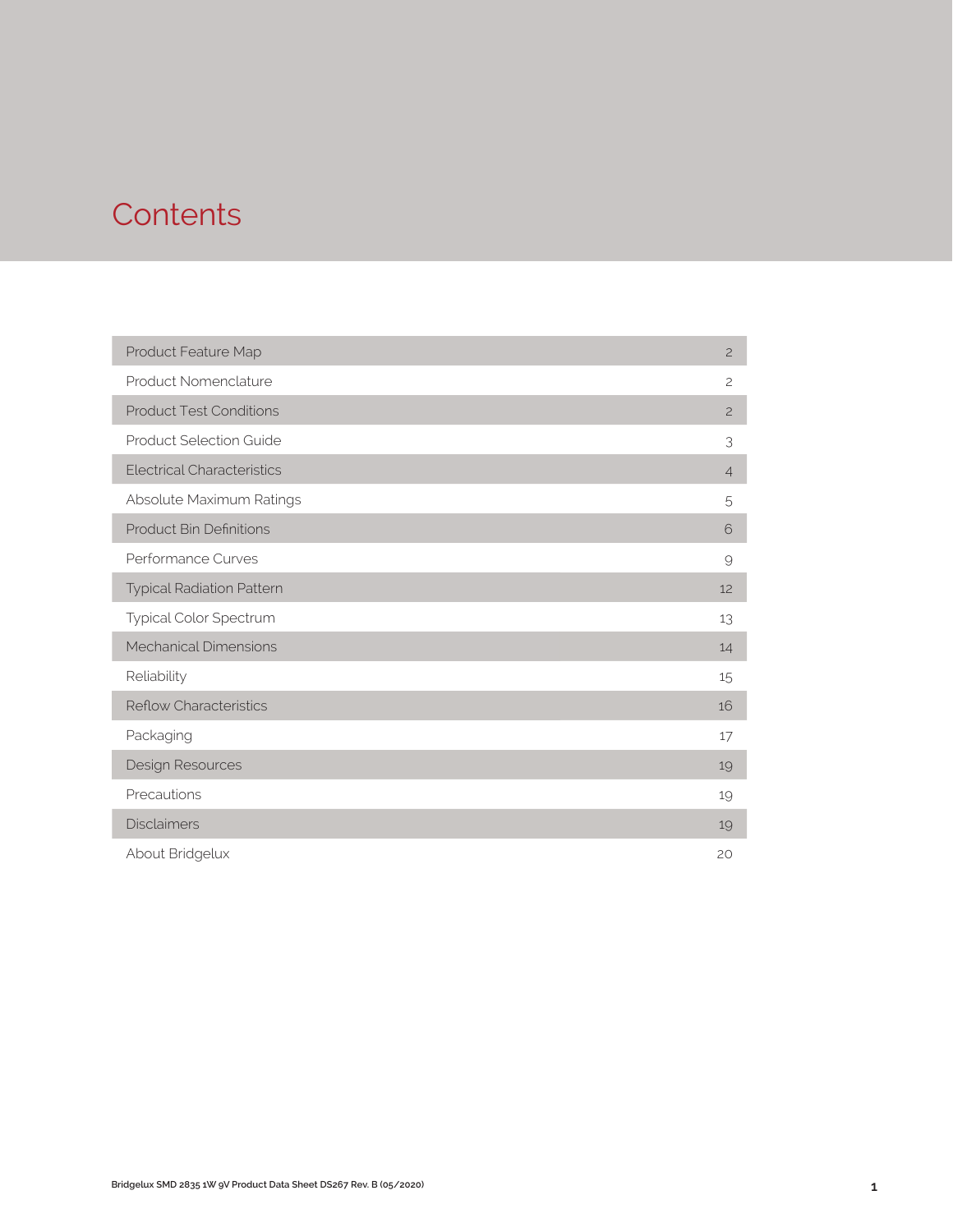# Contents

| | |
|---|---|
| Product Feature Map | 2 |
| Product Nomenclature | 2 |
| Product Test Conditions | 2 |
| Product Selection Guide | 3 |
| Electrical Characteristics | 4 |
| Absolute Maximum Ratings | 5 |
| Product Bin Definitions | 6 |
| Performance Curves | 9 |
| Typical Radiation Pattern | 12 |
| Typical Color Spectrum | 13 |
| Mechanical Dimensions | 14 |
| Reliability | 15 |
| Reflow Characteristics | 16 |
| Packaging | 17 |
| Design Resources | 19 |
| Precautions | 19 |
| Disclaimers | 19 |
| About Bridgelux | 20 |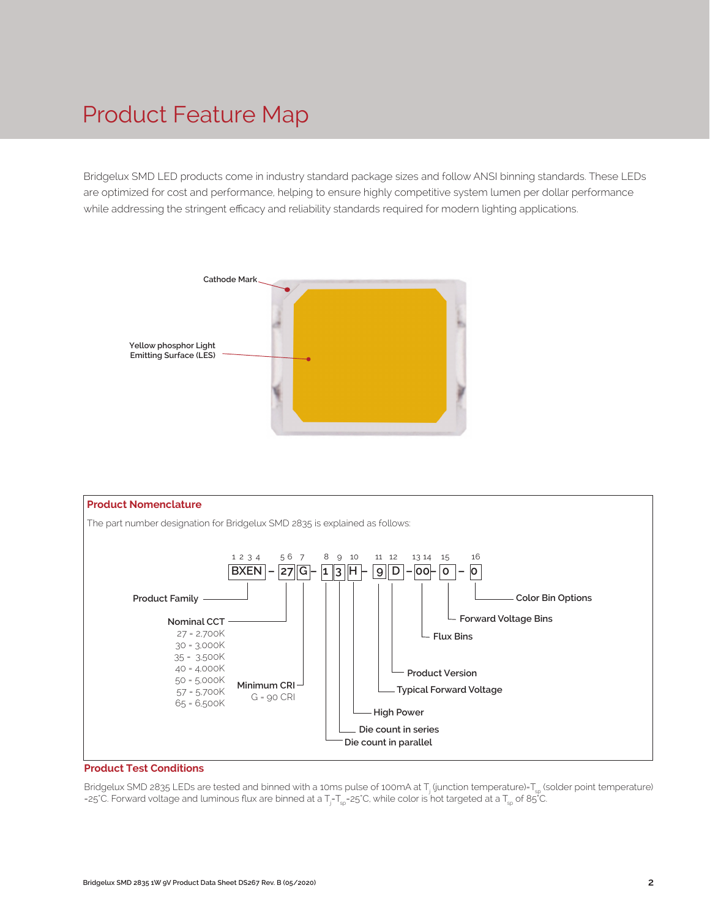# Product Feature Map

Bridgelux SMD LED products come in industry standard package sizes and follow ANSI binning standards. These LEDs are optimized for cost and performance, helping to ensure highly competitive system lumen per dollar performance while addressing the stringent efficacy and reliability standards required for modern lighting applications.

Cathode Mark

Yellow phosphor Light Emitting Surface (LES)

## Product Nomenclature

The part number designation for Bridgelux SMD 2835 is explained as follows:

| Positions | Value | Meaning |
|---|---|---|
| 1 2 3 4 | BXEN | Product Family |
| 5 6 | 27 | Nominal CCT |
| 7 | G | Minimum CRI |
| 8 | 1 | Die count in parallel |
| 9 | 3 | Die count in series |
| 10 | H | High Power |
| 11 | 9 | Typical Forward Voltage |
| 12 | D | Product Version |
| 13 14 | 00 | Flux Bins |
| 15 | 0 | Forward Voltage Bins |
| 16 | 0 | Color Bin Options |

Part number: BXEN – 27G – 13H – 9D – 00 – 0 – 0

Nominal CCT
- 27 = 2,700K
- 30 = 3,000K
- 35 = 3,500K
- 40 = 4,000K
- 50 = 5,000K
- 57 = 5,700K
- 65 = 6,500K

Minimum CRI
- G = 90 CRI

## Product Test Conditions

Bridgelux SMD 2835 LEDs are tested and binned with a 10ms pulse of 100mA at $T_j$ (junction temperature)=$T_{sp}$ (solder point temperature) =25°C. Forward voltage and luminous flux are binned at a $T_j$=$T_{sp}$=25°C, while color is hot targeted at a $T_{sp}$ of 85°C.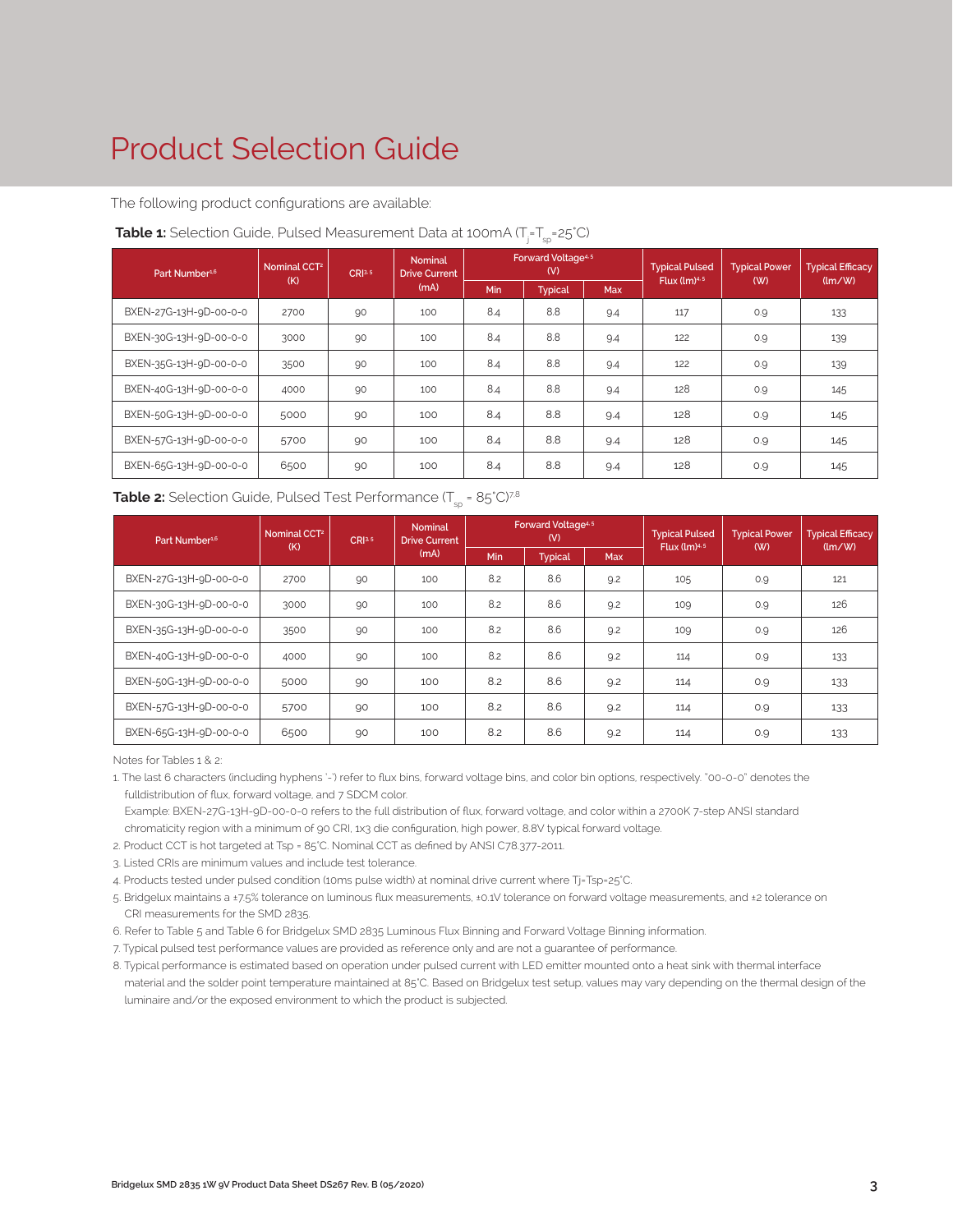# Product Selection Guide

The following product configurations are available:

**Table 1:** Selection Guide, Pulsed Measurement Data at 100mA ($T_j$=$T_{sp}$=25°C)

| Part Number[1,6] | Nominal CCT[2] (K) | CRI[3,5] | Nominal Drive Current (mA) | Forward Voltage[4,5] (V) | | | Typical Pulsed Flux (lm)[4,5] | Typical Power (W) | Typical Efficacy (lm/W) |
|---|---|---|---|---|---|---|---|---|---|
| | | | | Min | Typical | Max | | | |
| BXEN-27G-13H-9D-00-0-0 | 2700 | 90 | 100 | 8.4 | 8.8 | 9.4 | 117 | 0.9 | 133 |
| BXEN-30G-13H-9D-00-0-0 | 3000 | 90 | 100 | 8.4 | 8.8 | 9.4 | 122 | 0.9 | 139 |
| BXEN-35G-13H-9D-00-0-0 | 3500 | 90 | 100 | 8.4 | 8.8 | 9.4 | 122 | 0.9 | 139 |
| BXEN-40G-13H-9D-00-0-0 | 4000 | 90 | 100 | 8.4 | 8.8 | 9.4 | 128 | 0.9 | 145 |
| BXEN-50G-13H-9D-00-0-0 | 5000 | 90 | 100 | 8.4 | 8.8 | 9.4 | 128 | 0.9 | 145 |
| BXEN-57G-13H-9D-00-0-0 | 5700 | 90 | 100 | 8.4 | 8.8 | 9.4 | 128 | 0.9 | 145 |
| BXEN-65G-13H-9D-00-0-0 | 6500 | 90 | 100 | 8.4 | 8.8 | 9.4 | 128 | 0.9 | 145 |

**Table 2:** Selection Guide, Pulsed Test Performance ($T_{sp}$ = 85°C)[7,8]

| Part Number[1,6] | Nominal CCT[2] (K) | CRI[3,5] | Nominal Drive Current (mA) | Forward Voltage[4,5] (V) | | | Typical Pulsed Flux (lm)[4,5] | Typical Power (W) | Typical Efficacy (lm/W) |
|---|---|---|---|---|---|---|---|---|---|
| | | | | Min | Typical | Max | | | |
| BXEN-27G-13H-9D-00-0-0 | 2700 | 90 | 100 | 8.2 | 8.6 | 9.2 | 105 | 0.9 | 121 |
| BXEN-30G-13H-9D-00-0-0 | 3000 | 90 | 100 | 8.2 | 8.6 | 9.2 | 109 | 0.9 | 126 |
| BXEN-35G-13H-9D-00-0-0 | 3500 | 90 | 100 | 8.2 | 8.6 | 9.2 | 109 | 0.9 | 126 |
| BXEN-40G-13H-9D-00-0-0 | 4000 | 90 | 100 | 8.2 | 8.6 | 9.2 | 114 | 0.9 | 133 |
| BXEN-50G-13H-9D-00-0-0 | 5000 | 90 | 100 | 8.2 | 8.6 | 9.2 | 114 | 0.9 | 133 |
| BXEN-57G-13H-9D-00-0-0 | 5700 | 90 | 100 | 8.2 | 8.6 | 9.2 | 114 | 0.9 | 133 |
| BXEN-65G-13H-9D-00-0-0 | 6500 | 90 | 100 | 8.2 | 8.6 | 9.2 | 114 | 0.9 | 133 |

Notes for Tables 1 & 2:

1. The last 6 characters (including hyphens '-') refer to flux bins, forward voltage bins, and color bin options, respectively. "00-0-0" denotes the fulldistribution of flux, forward voltage, and 7 SDCM color.
   Example: BXEN-27G-13H-9D-00-0-0 refers to the full distribution of flux, forward voltage, and color within a 2700K 7-step ANSI standard chromaticity region with a minimum of 90 CRI, 1x3 die configuration, high power, 8.8V typical forward voltage.
2. Product CCT is hot targeted at Tsp = 85°C. Nominal CCT as defined by ANSI C78.377-2011.
3. Listed CRIs are minimum values and include test tolerance.
4. Products tested under pulsed condition (10ms pulse width) at nominal drive current where Tj=Tsp=25°C.
5. Bridgelux maintains a ±7.5% tolerance on luminous flux measurements, ±0.1V tolerance on forward voltage measurements, and ±2 tolerance on CRI measurements for the SMD 2835.
6. Refer to Table 5 and Table 6 for Bridgelux SMD 2835 Luminous Flux Binning and Forward Voltage Binning information.
7. Typical pulsed test performance values are provided as reference only and are not a guarantee of performance.
8. Typical performance is estimated based on operation under pulsed current with LED emitter mounted onto a heat sink with thermal interface material and the solder point temperature maintained at 85°C. Based on Bridgelux test setup, values may vary depending on the thermal design of the luminaire and/or the exposed environment to which the product is subjected.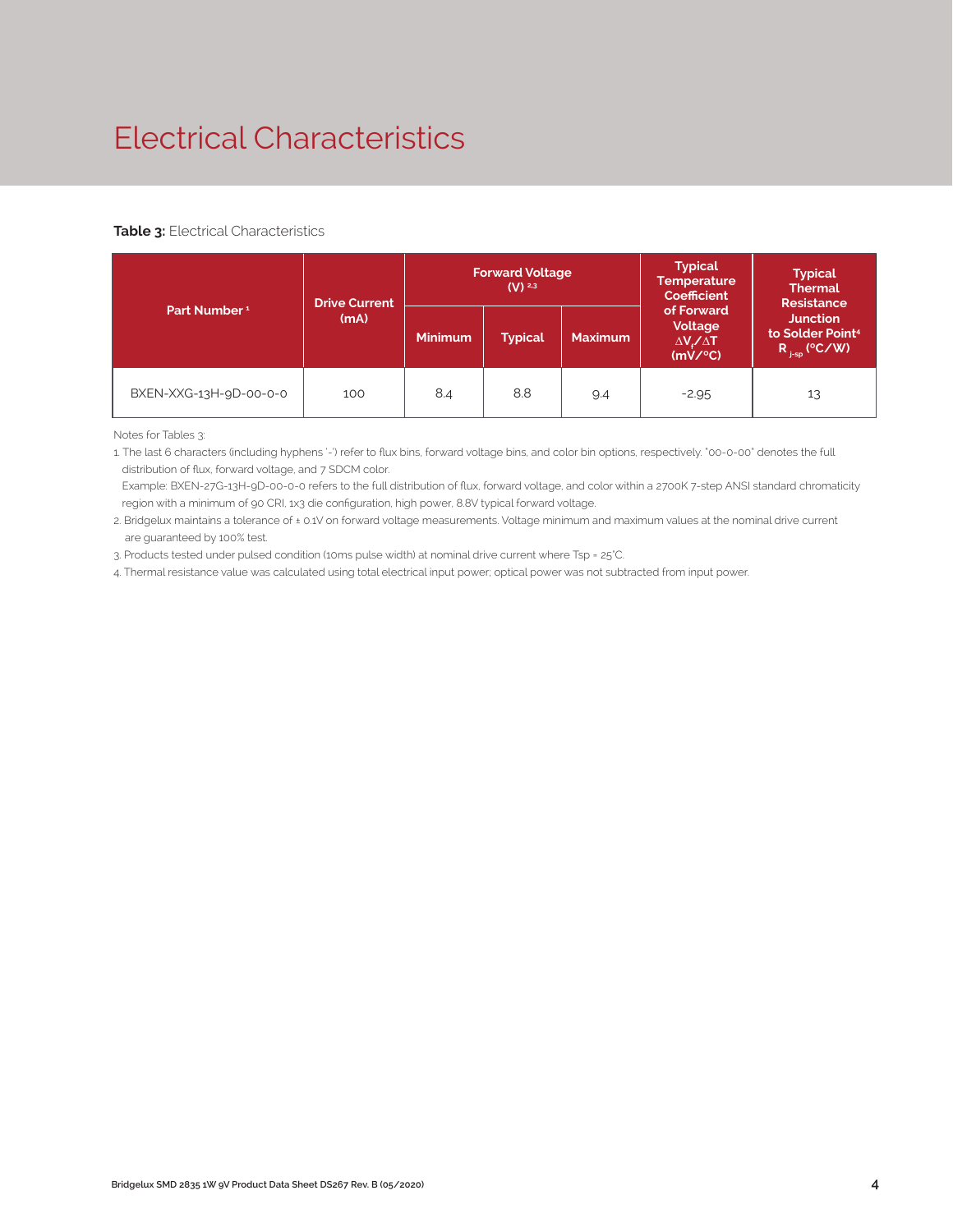# Electrical Characteristics

**Table 3:** Electrical Characteristics

| Part Number [1] | Drive Current (mA) | Forward Voltage (V) [2,3] | | | Typical Temperature Coefficient of Forward Voltage $\Delta V_f/\Delta T$ (mV/°C) | Typical Thermal Resistance Junction to Solder Point[4] $R_{j-sp}$ (°C/W) |
|---|---|---|---|---|---|---|
| | | Minimum | Typical | Maximum | | |
| BXEN-XXG-13H-9D-00-0-0 | 100 | 8.4 | 8.8 | 9.4 | -2.95 | 13 |

Notes for Tables 3:

1. The last 6 characters (including hyphens '-') refer to flux bins, forward voltage bins, and color bin options, respectively. "00-0-00" denotes the full distribution of flux, forward voltage, and 7 SDCM color.
   Example: BXEN-27G-13H-9D-00-0-0 refers to the full distribution of flux, forward voltage, and color within a 2700K 7-step ANSI standard chromaticity region with a minimum of 90 CRI, 1x3 die configuration, high power, 8.8V typical forward voltage.
2. Bridgelux maintains a tolerance of ± 0.1V on forward voltage measurements. Voltage minimum and maximum values at the nominal drive current are guaranteed by 100% test.
3. Products tested under pulsed condition (10ms pulse width) at nominal drive current where Tsp = 25°C.
4. Thermal resistance value was calculated using total electrical input power; optical power was not subtracted from input power.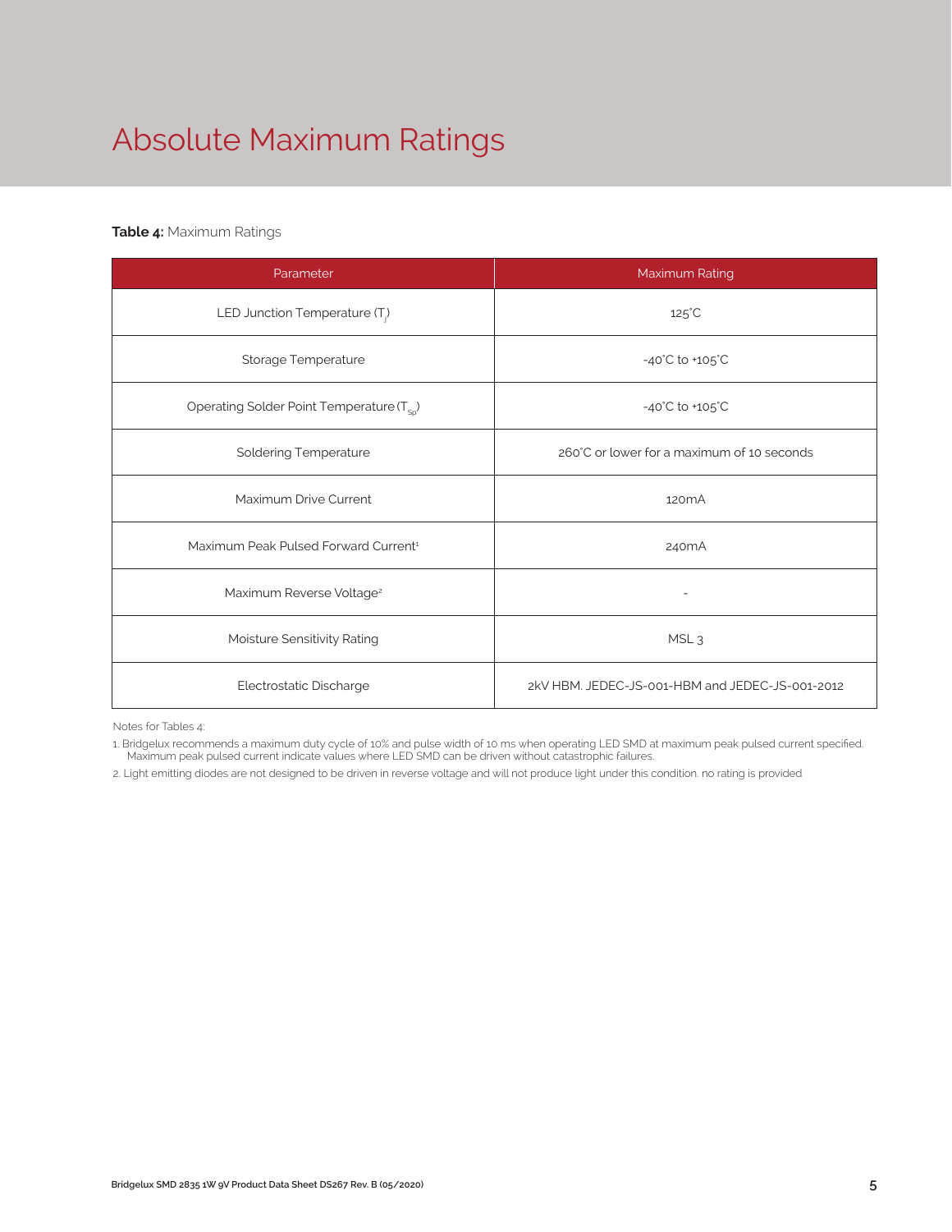# Absolute Maximum Ratings

**Table 4:** Maximum Ratings

| Parameter | Maximum Rating |
|---|---|
| LED Junction Temperature ($T_j$) | 125°C |
| Storage Temperature | -40°C to +105°C |
| Operating Solder Point Temperature ($T_{Sp}$) | -40°C to +105°C |
| Soldering Temperature | 260°C or lower for a maximum of 10 seconds |
| Maximum Drive Current | 120mA |
| Maximum Peak Pulsed Forward Current[1] | 240mA |
| Maximum Reverse Voltage[2] | - |
| Moisture Sensitivity Rating | MSL 3 |
| Electrostatic Discharge | 2kV HBM. JEDEC-JS-001-HBM and JEDEC-JS-001-2012 |

Notes for Tables 4:

1. Bridgelux recommends a maximum duty cycle of 10% and pulse width of 10 ms when operating LED SMD at maximum peak pulsed current specified. Maximum peak pulsed current indicate values where LED SMD can be driven without catastrophic failures.
2. Light emitting diodes are not designed to be driven in reverse voltage and will not produce light under this condition. no rating is provided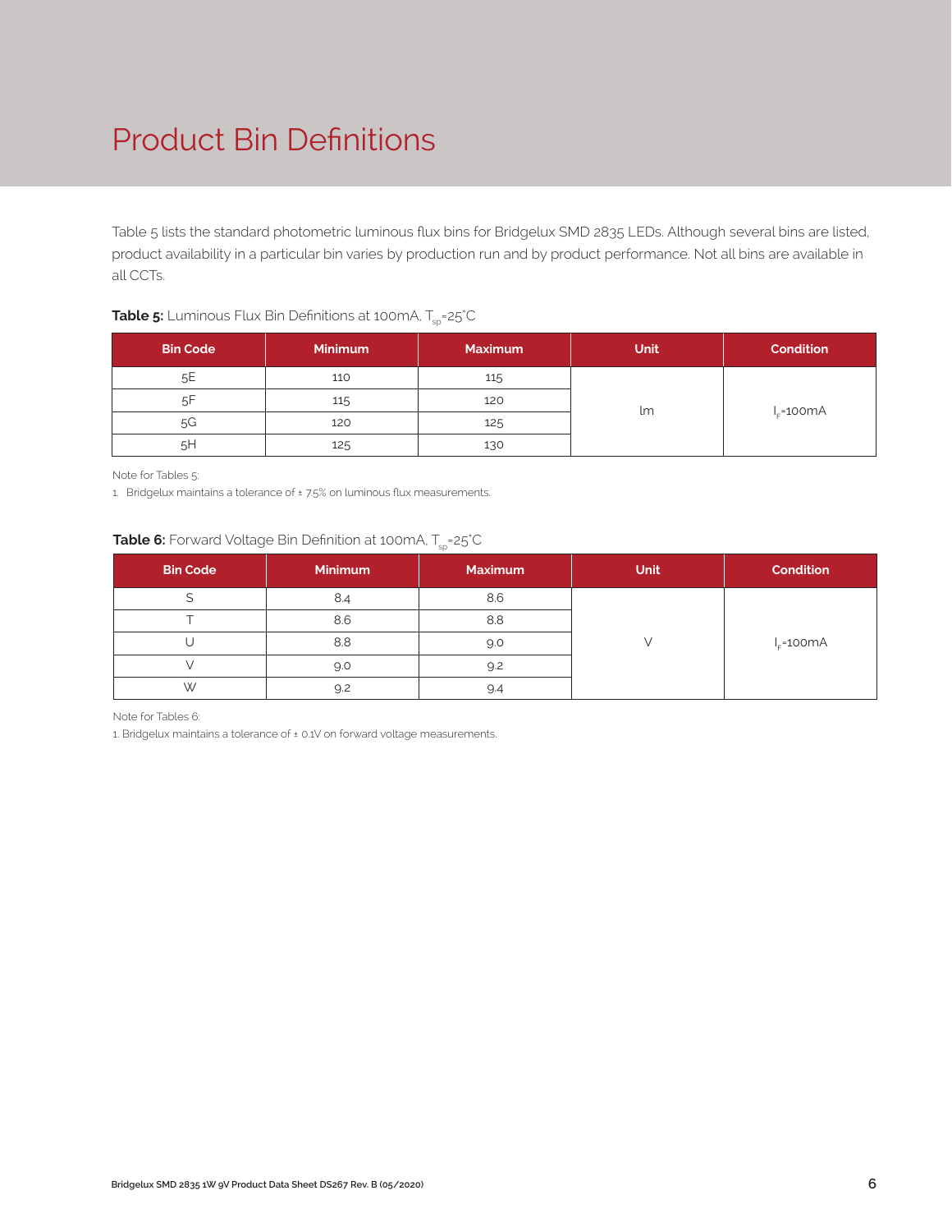# Product Bin Definitions

Table 5 lists the standard photometric luminous flux bins for Bridgelux SMD 2835 LEDs. Although several bins are listed, product availability in a particular bin varies by production run and by product performance. Not all bins are available in all CCTs.

**Table 5:** Luminous Flux Bin Definitions at 100mA, $T_{sp}$=25°C

| Bin Code | Minimum | Maximum | Unit | Condition |
|---|---|---|---|---|
| 5E | 110 | 115 | lm | $I_F$=100mA |
| 5F | 115 | 120 | | |
| 5G | 120 | 125 | | |
| 5H | 125 | 130 | | |

Note for Tables 5:

1. Bridgelux maintains a tolerance of ± 7.5% on luminous flux measurements.

**Table 6:** Forward Voltage Bin Definition at 100mA, $T_{sp}$=25°C

| Bin Code | Minimum | Maximum | Unit | Condition |
|---|---|---|---|---|
| S | 8.4 | 8.6 | V | $I_F$=100mA |
| T | 8.6 | 8.8 | | |
| U | 8.8 | 9.0 | | |
| V | 9.0 | 9.2 | | |
| W | 9.2 | 9.4 | | |

Note for Tables 6:

1. Bridgelux maintains a tolerance of ± 0.1V on forward voltage measurements.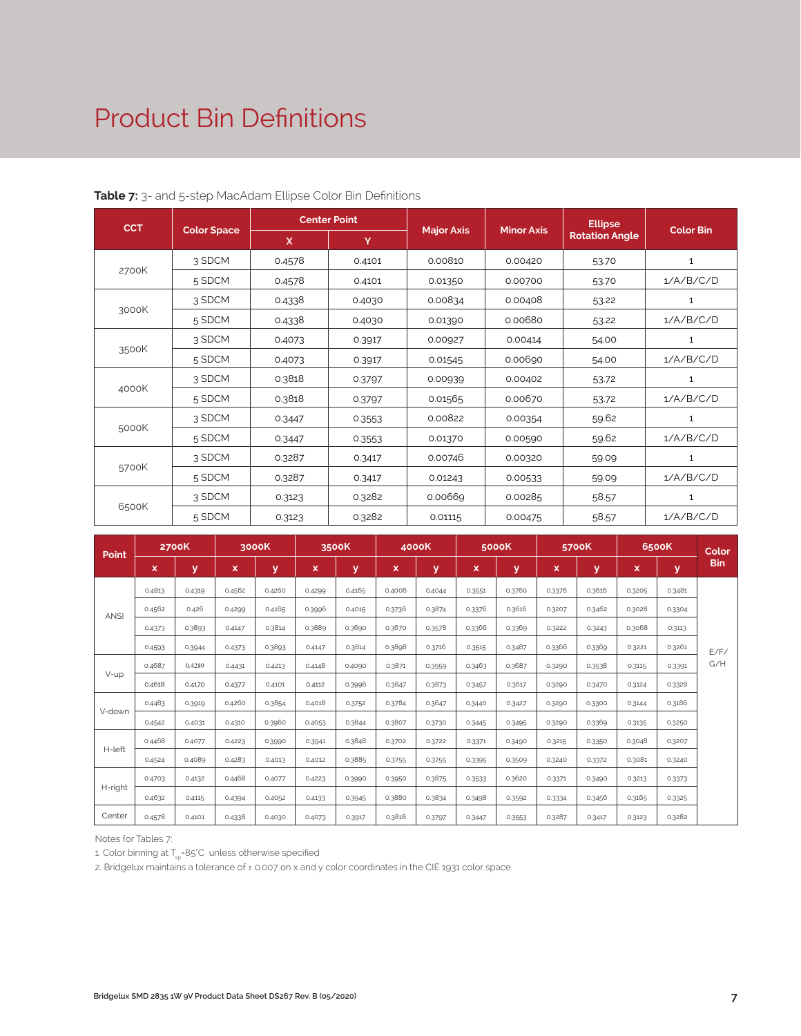# Product Bin Definitions

**Table 7:** 3- and 5-step MacAdam Ellipse Color Bin Definitions

| CCT | Color Space | Center Point | | Major Axis | Minor Axis | Ellipse Rotation Angle | Color Bin |
|---|---|---|---|---|---|---|---|
| | | X | Y | | | | |
| 2700K | 3 SDCM | 0.4578 | 0.4101 | 0.00810 | 0.00420 | 53.70 | 1 |
| | 5 SDCM | 0.4578 | 0.4101 | 0.01350 | 0.00700 | 53.70 | 1/A/B/C/D |
| 3000K | 3 SDCM | 0.4338 | 0.4030 | 0.00834 | 0.00408 | 53.22 | 1 |
| | 5 SDCM | 0.4338 | 0.4030 | 0.01390 | 0.00680 | 53.22 | 1/A/B/C/D |
| 3500K | 3 SDCM | 0.4073 | 0.3917 | 0.00927 | 0.00414 | 54.00 | 1 |
| | 5 SDCM | 0.4073 | 0.3917 | 0.01545 | 0.00690 | 54.00 | 1/A/B/C/D |
| 4000K | 3 SDCM | 0.3818 | 0.3797 | 0.00939 | 0.00402 | 53.72 | 1 |
| | 5 SDCM | 0.3818 | 0.3797 | 0.01565 | 0.00670 | 53.72 | 1/A/B/C/D |
| 5000K | 3 SDCM | 0.3447 | 0.3553 | 0.00822 | 0.00354 | 59.62 | 1 |
| | 5 SDCM | 0.3447 | 0.3553 | 0.01370 | 0.00590 | 59.62 | 1/A/B/C/D |
| 5700K | 3 SDCM | 0.3287 | 0.3417 | 0.00746 | 0.00320 | 59.09 | 1 |
| | 5 SDCM | 0.3287 | 0.3417 | 0.01243 | 0.00533 | 59.09 | 1/A/B/C/D |
| 6500K | 3 SDCM | 0.3123 | 0.3282 | 0.00669 | 0.00285 | 58.57 | 1 |
| | 5 SDCM | 0.3123 | 0.3282 | 0.01115 | 0.00475 | 58.57 | 1/A/B/C/D |

| Point | 2700K | | 3000K | | 3500K | | 4000K | | 5000K | | 5700K | | 6500K | | Color Bin |
|---|---|---|---|---|---|---|---|---|---|---|---|---|---|---|---|
| | x | y | x | y | x | y | x | y | x | y | x | y | x | y | |
| ANSI | 0.4813 | 0.4319 | 0.4562 | 0.4260 | 0.4299 | 0.4165 | 0.4006 | 0.4044 | 0.3551 | 0.3760 | 0.3376 | 0.3616 | 0.3205 | 0.3481 | E/F/G/H |
| | 0.4562 | 0.426 | 0.4299 | 0.4165 | 0.3996 | 0.4015 | 0.3736 | 0.3874 | 0.3376 | 0.3616 | 0.3207 | 0.3462 | 0.3028 | 0.3304 | |
| | 0.4373 | 0.3893 | 0.4147 | 0.3814 | 0.3889 | 0.3690 | 0.3670 | 0.3578 | 0.3366 | 0.3369 | 0.3222 | 0.3243 | 0.3068 | 0.3113 | |
| | 0.4593 | 0.3944 | 0.4373 | 0.3893 | 0.4147 | 0.3814 | 0.3898 | 0.3716 | 0.3515 | 0.3487 | 0.3366 | 0.3369 | 0.3221 | 0.3261 | |
| V-up | 0.4687 | 0.4289 | 0.4431 | 0.4213 | 0.4148 | 0.4090 | 0.3871 | 0.3959 | 0.3463 | 0.3687 | 0.3290 | 0.3538 | 0.3115 | 0.3391 | |
| | 0.4618 | 0.4170 | 0.4377 | 0.4101 | 0.4112 | 0.3996 | 0.3847 | 0.3873 | 0.3457 | 0.3617 | 0.3290 | 0.3470 | 0.3124 | 0.3328 | |
| V-down | 0.4483 | 0.3919 | 0.4260 | 0.3854 | 0.4018 | 0.3752 | 0.3784 | 0.3647 | 0.3440 | 0.3427 | 0.3290 | 0.3300 | 0.3144 | 0.3186 | |
| | 0.4542 | 0.4031 | 0.4310 | 0.3960 | 0.4053 | 0.3844 | 0.3807 | 0.3730 | 0.3445 | 0.3495 | 0.3290 | 0.3369 | 0.3135 | 0.3250 | |
| H-left | 0.4468 | 0.4077 | 0.4223 | 0.3990 | 0.3941 | 0.3848 | 0.3702 | 0.3722 | 0.3371 | 0.3490 | 0.3215 | 0.3350 | 0.3048 | 0.3207 | |
| | 0.4524 | 0.4089 | 0.4283 | 0.4013 | 0.4012 | 0.3885 | 0.3755 | 0.3755 | 0.3395 | 0.3509 | 0.3240 | 0.3372 | 0.3081 | 0.3240 | |
| H-right | 0.4703 | 0.4132 | 0.4468 | 0.4077 | 0.4223 | 0.3990 | 0.3950 | 0.3875 | 0.3533 | 0.3620 | 0.3371 | 0.3490 | 0.3213 | 0.3373 | |
| | 0.4632 | 0.4115 | 0.4394 | 0.4052 | 0.4133 | 0.3945 | 0.3880 | 0.3834 | 0.3498 | 0.3592 | 0.3334 | 0.3456 | 0.3165 | 0.3325 | |
| Center | 0.4578 | 0.4101 | 0.4338 | 0.4030 | 0.4073 | 0.3917 | 0.3818 | 0.3797 | 0.3447 | 0.3553 | 0.3287 | 0.3417 | 0.3123 | 0.3282 | |

Notes for Tables 7:

1. Color binning at $T_{sp}$=85°C unless otherwise specified
2. Bridgelux maintains a tolerance of ± 0.007 on x and y color coordinates in the CIE 1931 color space.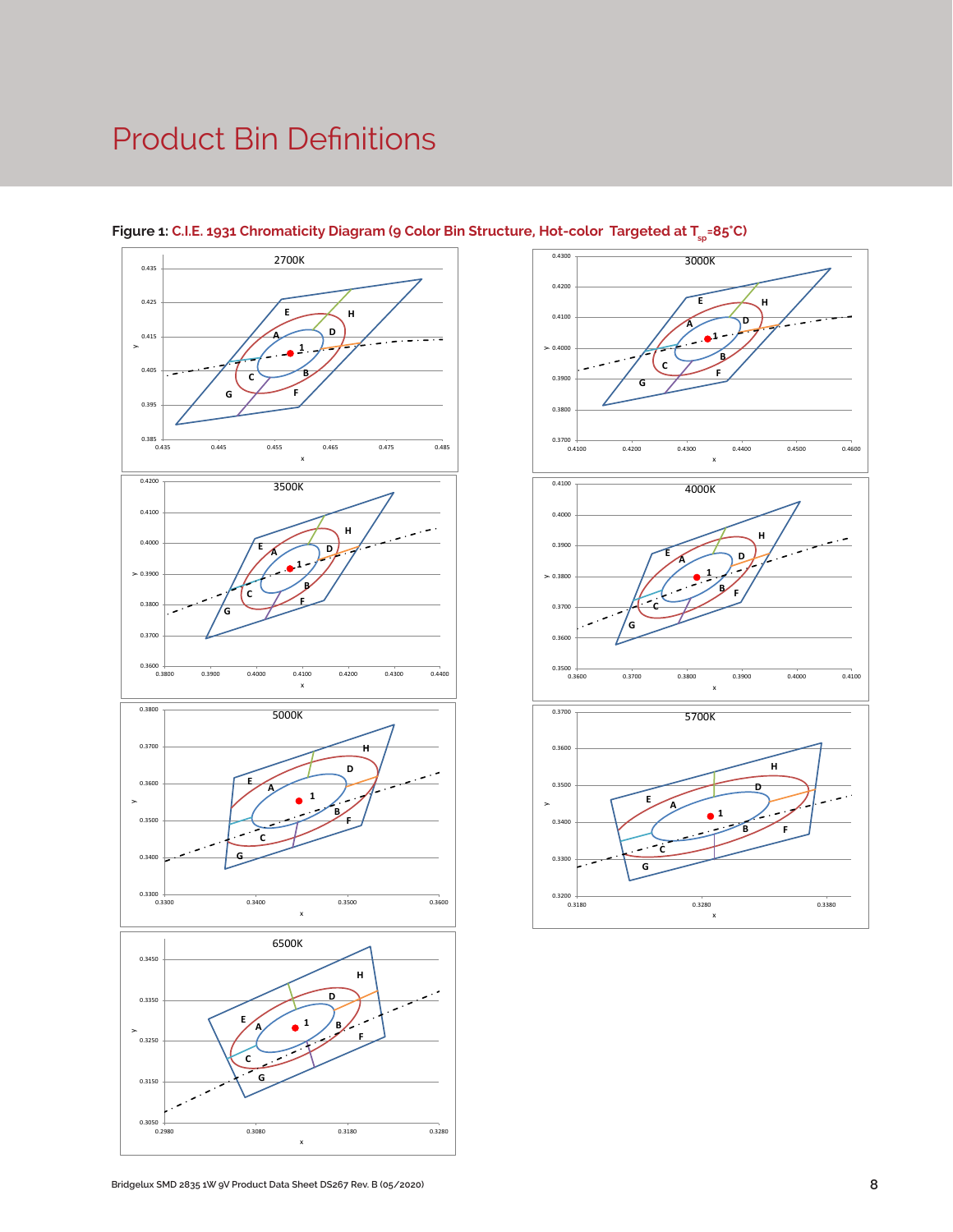# Product Bin Definitions

**Figure 1:** C.I.E. 1931 Chromaticity Diagram (9 Color Bin Structure, Hot-color Targeted at $T_{sp}$=85°C)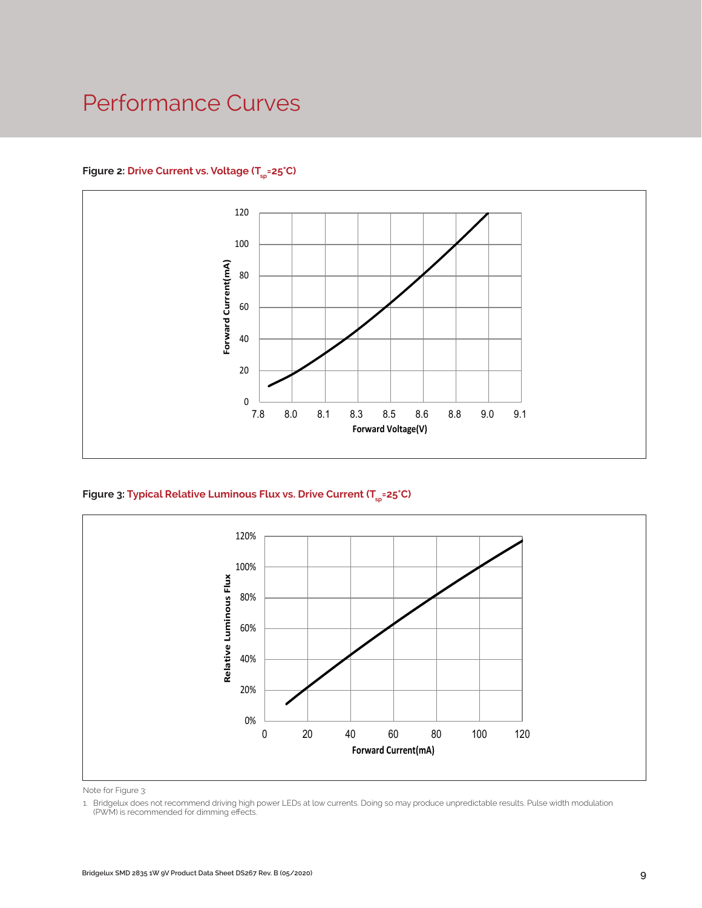# Performance Curves

**Figure 2:** Drive Current vs. Voltage ($T_{sp}$=25°C)

**Figure 3:** Typical Relative Luminous Flux vs. Drive Current ($T_{sp}$=25°C)

Note for Figure 3:

1. Bridgelux does not recommend driving high power LEDs at low currents. Doing so may produce unpredictable results. Pulse width modulation (PWM) is recommended for dimming effects.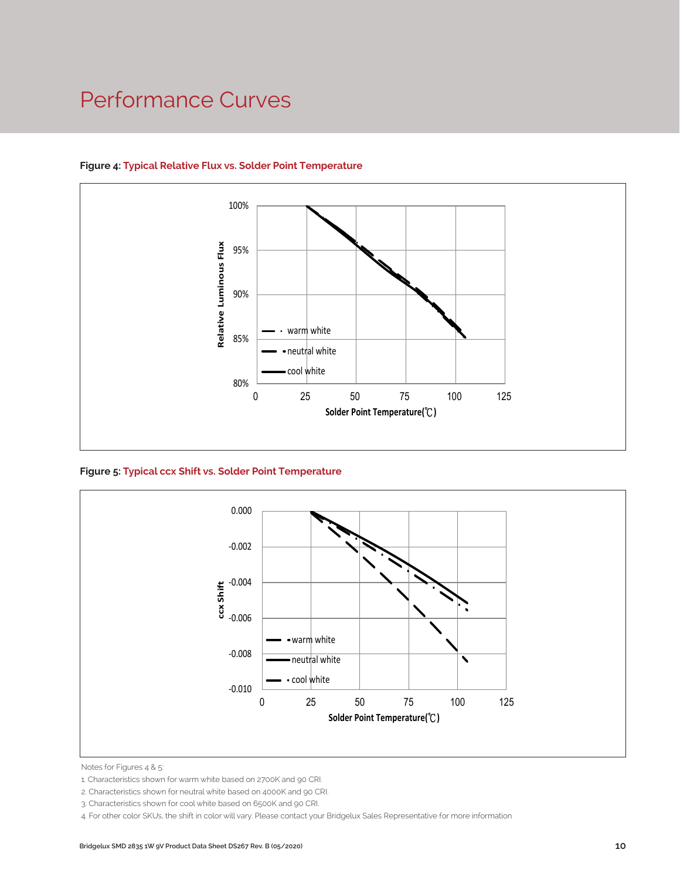# Performance Curves

**Figure 4: Typical Relative Flux vs. Solder Point Temperature**

Relative Luminous Flux

100%
95%
90%
85%
80%

warm white
neutral white
cool white

0 25 50 75 100 125

Solder Point Temperature(℃)

**Figure 5: Typical ccx Shift vs. Solder Point Temperature**

ccx Shift

0.000
-0.002
-0.004
-0.006
-0.008
-0.010

warm white
neutral white
cool white

0 25 50 75 100 125

Solder Point Temperature(℃)

Notes for Figures 4 & 5:

1. Characteristics shown for warm white based on 2700K and 90 CRI.
2. Characteristics shown for neutral white based on 4000K and 90 CRI.
3. Characteristics shown for cool white based on 6500K and 90 CRI.
4. For other color SKUs, the shift in color will vary. Please contact your Bridgelux Sales Representative for more information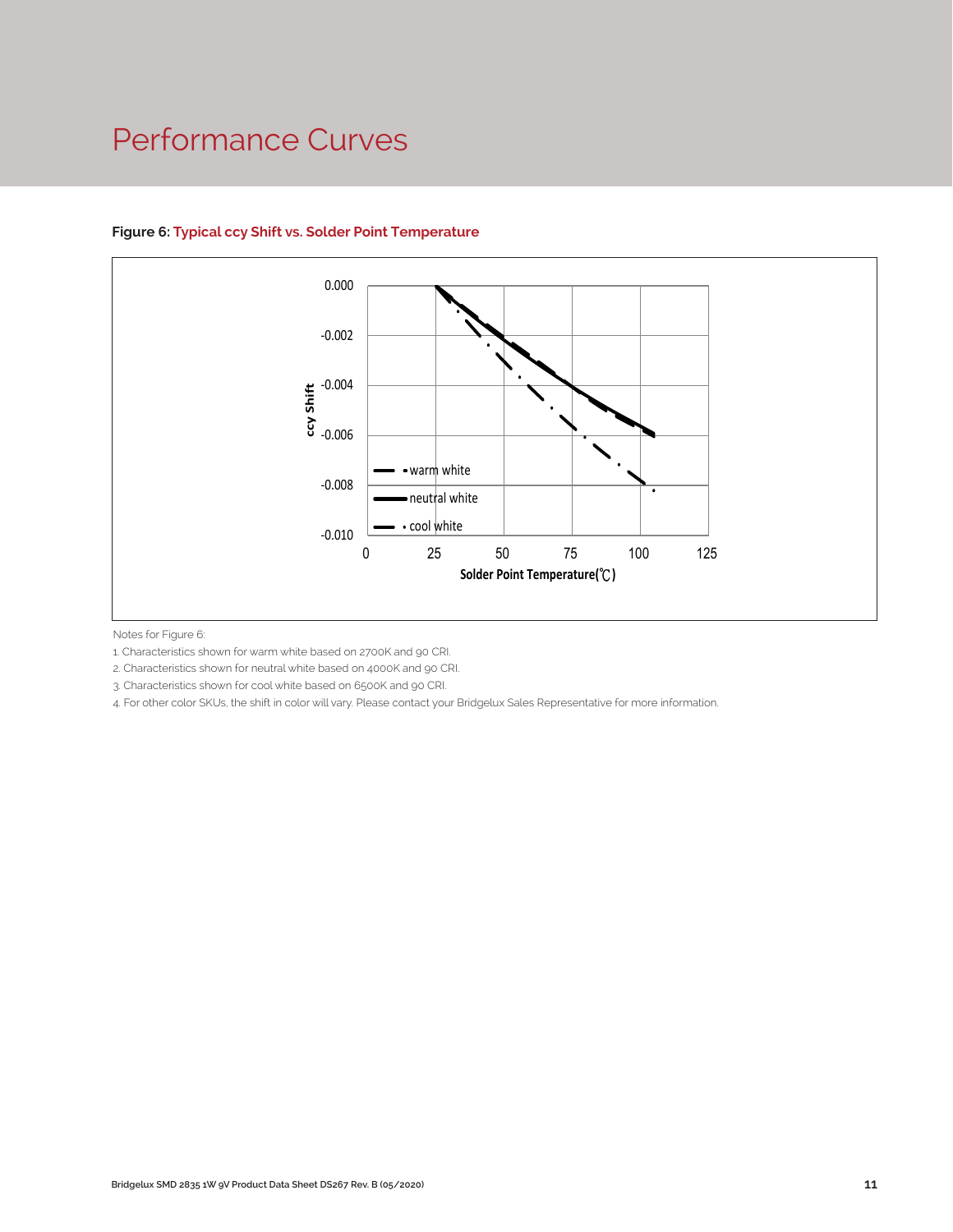# Performance Curves

**Figure 6: Typical ccy Shift vs. Solder Point Temperature**

Notes for Figure 6:

1. Characteristics shown for warm white based on 2700K and 90 CRI.
2. Characteristics shown for neutral white based on 4000K and 90 CRI.
3. Characteristics shown for cool white based on 6500K and 90 CRI.
4. For other color SKUs, the shift in color will vary. Please contact your Bridgelux Sales Representative for more information.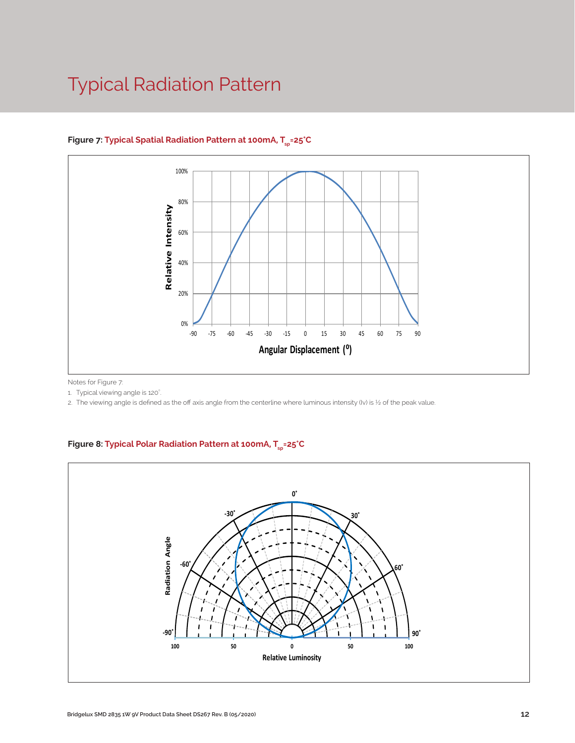# Typical Radiation Pattern

**Figure 7: Typical Spatial Radiation Pattern at 100mA, $T_{sp}$=25°C**

Notes for Figure 7:

1. Typical viewing angle is 120°.
2. The viewing angle is defined as the off axis angle from the centerline where luminous intensity (Iv) is ½ of the peak value.

**Figure 8: Typical Polar Radiation Pattern at 100mA, $T_{sp}$=25°C**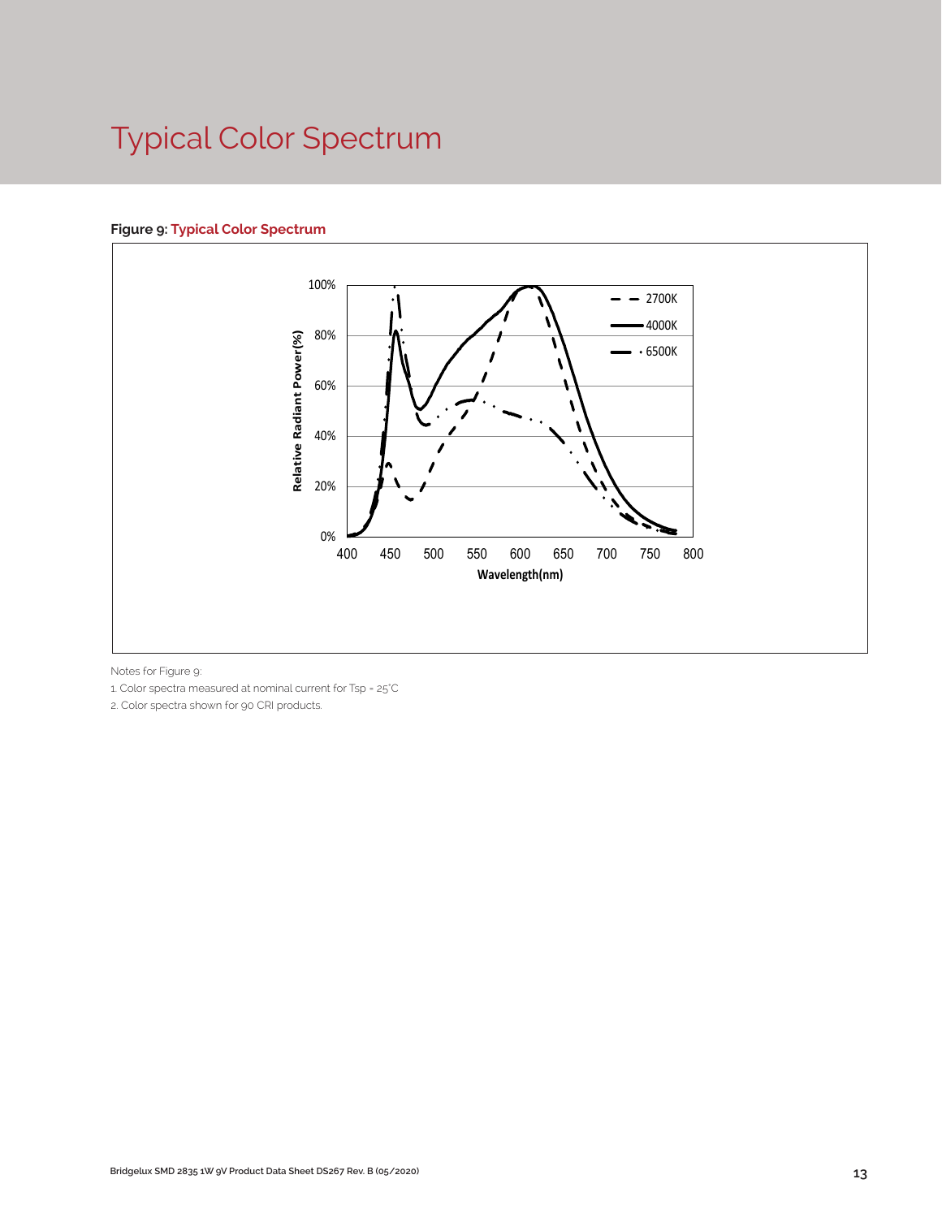# Typical Color Spectrum

**Figure 9: Typical Color Spectrum**

Notes for Figure 9:

1. Color spectra measured at nominal current for Tsp = 25°C
2. Color spectra shown for 90 CRI products.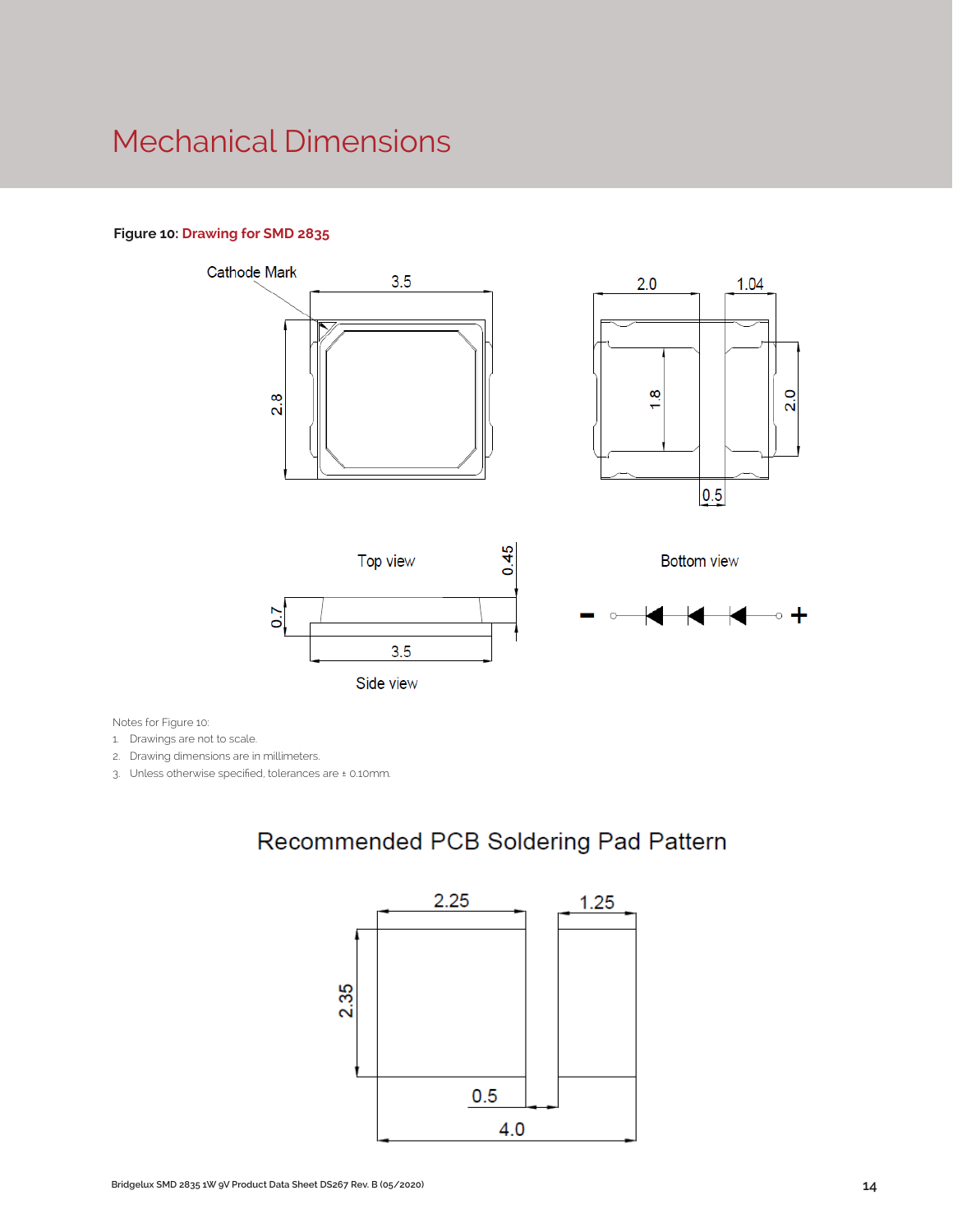# Mechanical Dimensions

**Figure 10:** Drawing for SMD 2835

Cathode Mark

3.5

2.8

2.0

1.04

1.8

2.0

0.5

Top view

Bottom view

0.45

0.7

3.5

Side view

Notes for Figure 10:

1. Drawings are not to scale.
2. Drawing dimensions are in millimeters.
3. Unless otherwise specified, tolerances are ± 0.10mm.

## Recommended PCB Soldering Pad Pattern

2.25

1.25

2.35

0.5

4.0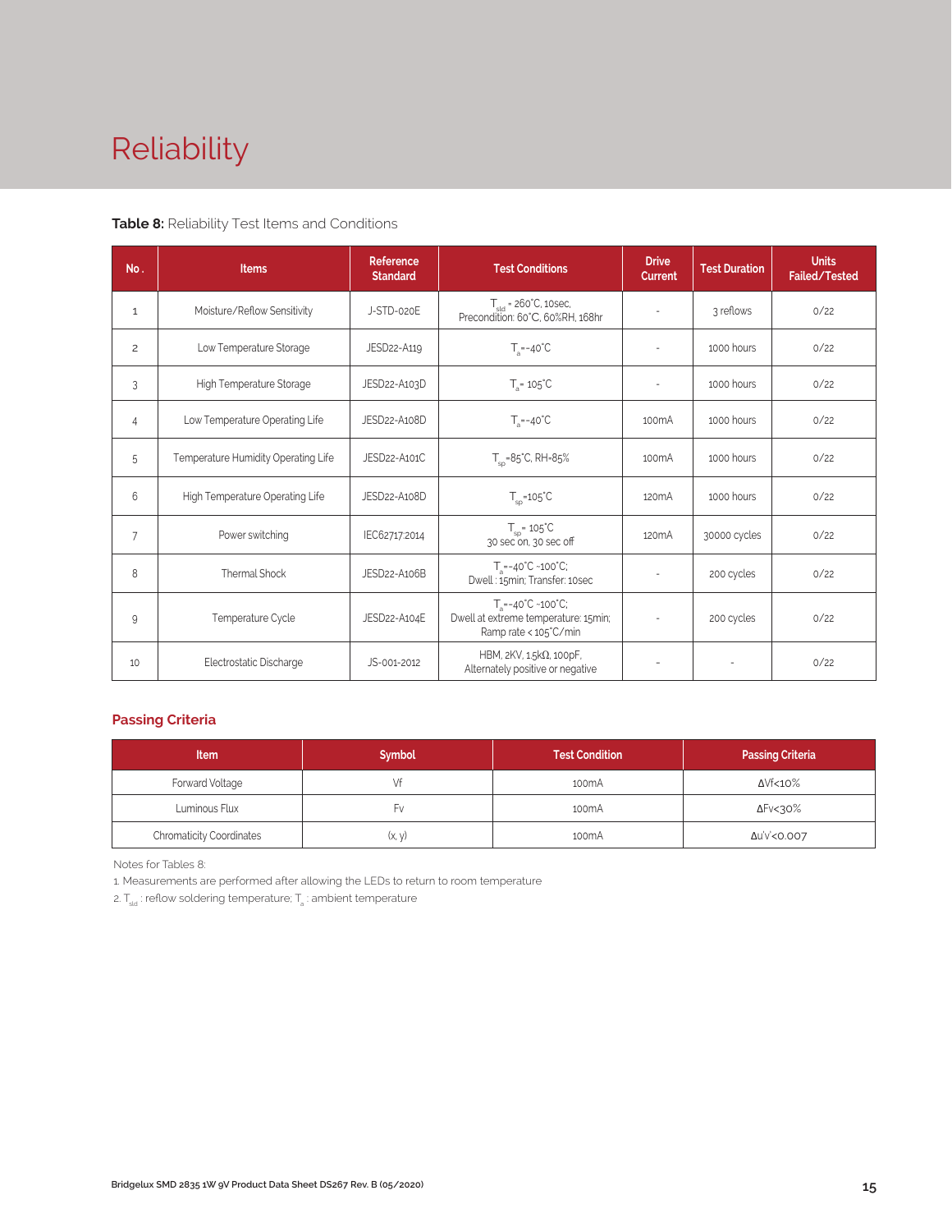# Reliability

**Table 8:** Reliability Test Items and Conditions

| No. | Items | Reference Standard | Test Conditions | Drive Current | Test Duration | Units Failed/Tested |
|---|---|---|---|---|---|---|
| 1 | Moisture/Reflow Sensitivity | J-STD-020E | $T_{sld}$ = 260°C, 10sec, Precondition: 60°C, 60%RH, 168hr | - | 3 reflows | 0/22 |
| 2 | Low Temperature Storage | JESD22-A119 | $T_a$=-40°C | - | 1000 hours | 0/22 |
| 3 | High Temperature Storage | JESD22-A103D | $T_a$= 105°C | - | 1000 hours | 0/22 |
| 4 | Low Temperature Operating Life | JESD22-A108D | $T_a$=-40°C | 100mA | 1000 hours | 0/22 |
| 5 | Temperature Humidity Operating Life | JESD22-A101C | $T_{sp}$=85°C, RH=85% | 100mA | 1000 hours | 0/22 |
| 6 | High Temperature Operating Life | JESD22-A108D | $T_{sp}$=105°C | 120mA | 1000 hours | 0/22 |
| 7 | Power switching | IEC62717:2014 | $T_{sp}$= 105°C 30 sec on, 30 sec off | 120mA | 30000 cycles | 0/22 |
| 8 | Thermal Shock | JESD22-A106B | $T_a$=-40°C ~100°C; Dwell : 15min; Transfer: 10sec | - | 200 cycles | 0/22 |
| 9 | Temperature Cycle | JESD22-A104E | $T_a$=-40°C ~100°C; Dwell at extreme temperature: 15min; Ramp rate < 105°C/min | - | 200 cycles | 0/22 |
| 10 | Electrostatic Discharge | JS-001-2012 | HBM, 2KV, 1.5kΩ, 100pF, Alternately positive or negative | - | - | 0/22 |

## Passing Criteria

| Item | Symbol | Test Condition | Passing Criteria |
|---|---|---|---|
| Forward Voltage | Vf | 100mA | ΔVf<10% |
| Luminous Flux | Fv | 100mA | ΔFv<30% |
| Chromaticity Coordinates | (x, y) | 100mA | Δu'v'<0.007 |

Notes for Tables 8:

1. Measurements are performed after allowing the LEDs to return to room temperature
2. $T_{sld}$ : reflow soldering temperature; $T_a$ : ambient temperature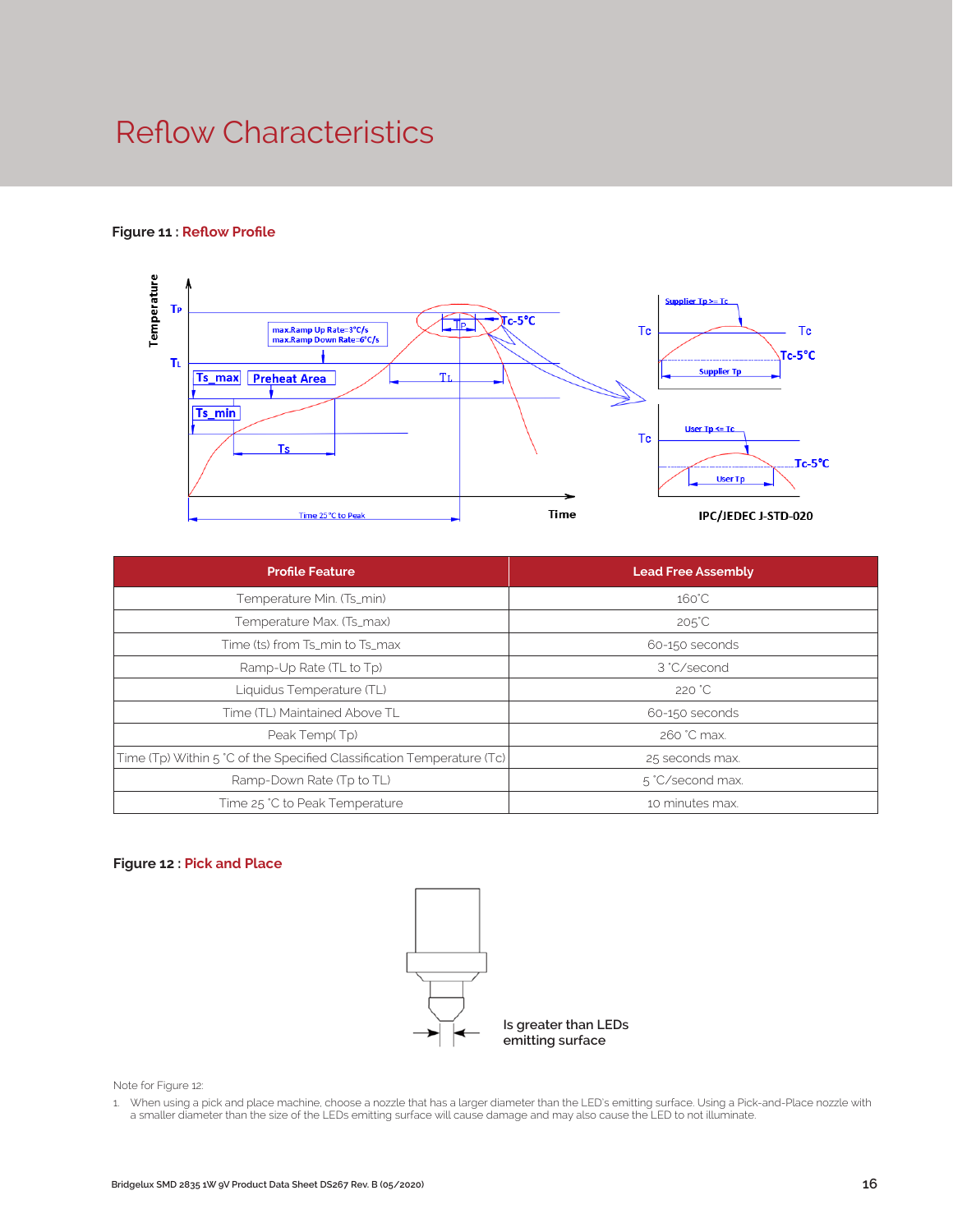# Reflow Characteristics

**Figure 11 : Reflow Profile**

**Figure 12 : Pick and Place**

| Profile Feature | Lead Free Assembly |
|---|---|
| Temperature Min. (Ts_min) | 160°C |
| Temperature Max. (Ts_max) | 205°C |
| Time (ts) from Ts_min to Ts_max | 60-150 seconds |
| Ramp-Up Rate (TL to Tp) | 3 °C/second |
| Liquidus Temperature (TL) | 220 °C |
| Time (TL) Maintained Above TL | 60-150 seconds |
| Peak Temp( Tp) | 260 °C max. |
| Time (Tp) Within 5 °C of the Specified Classification Temperature (Tc) | 25 seconds max. |
| Ramp-Down Rate (Tp to TL) | 5 °C/second max. |
| Time 25 °C to Peak Temperature | 10 minutes max. |

Note for Figure 12:

1. When using a pick and place machine, choose a nozzle that has a larger diameter than the LED's emitting surface. Using a Pick-and-Place nozzle with a smaller diameter than the size of the LEDs emitting surface will cause damage and may also cause the LED to not illuminate.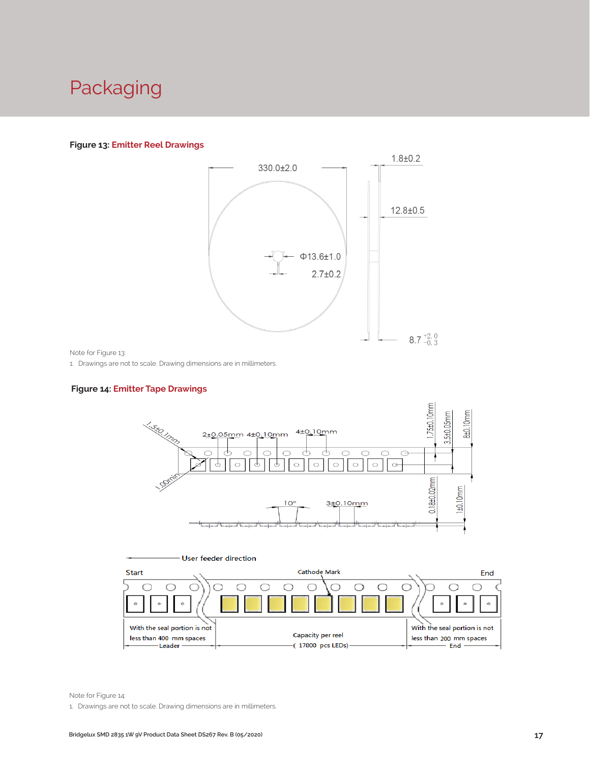# Packaging

**Figure 13: Emitter Reel Drawings**

330.0±2.0

1.8±0.2

12.8±0.5

Φ13.6±1.0

2.7±0.2

8.7 $^{+2.0}_{-0.3}$

Note for Figure 13:

1. Drawings are not to scale. Drawing dimensions are in millimeters.

**Figure 14: Emitter Tape Drawings**

1.5±0.1mm

2±0.05mm 4±0.10mm

4±0.10mm

1.75±0.10mm

3.5±0.05mm

8±0.10mm

1.00min

10°

3±0.10mm

0.18±0.02mm

1±0.10mm

User feeder direction

Start

Cathode Mark

End

With the seal portion is not less than 400 mm spaces

Leader

Capacity per reel ( 17000 pcs LEDs)

With the seal portion is not less than 200 mm spaces

End

Note for Figure 14:

1. Drawings are not to scale. Drawing dimensions are in millimeters.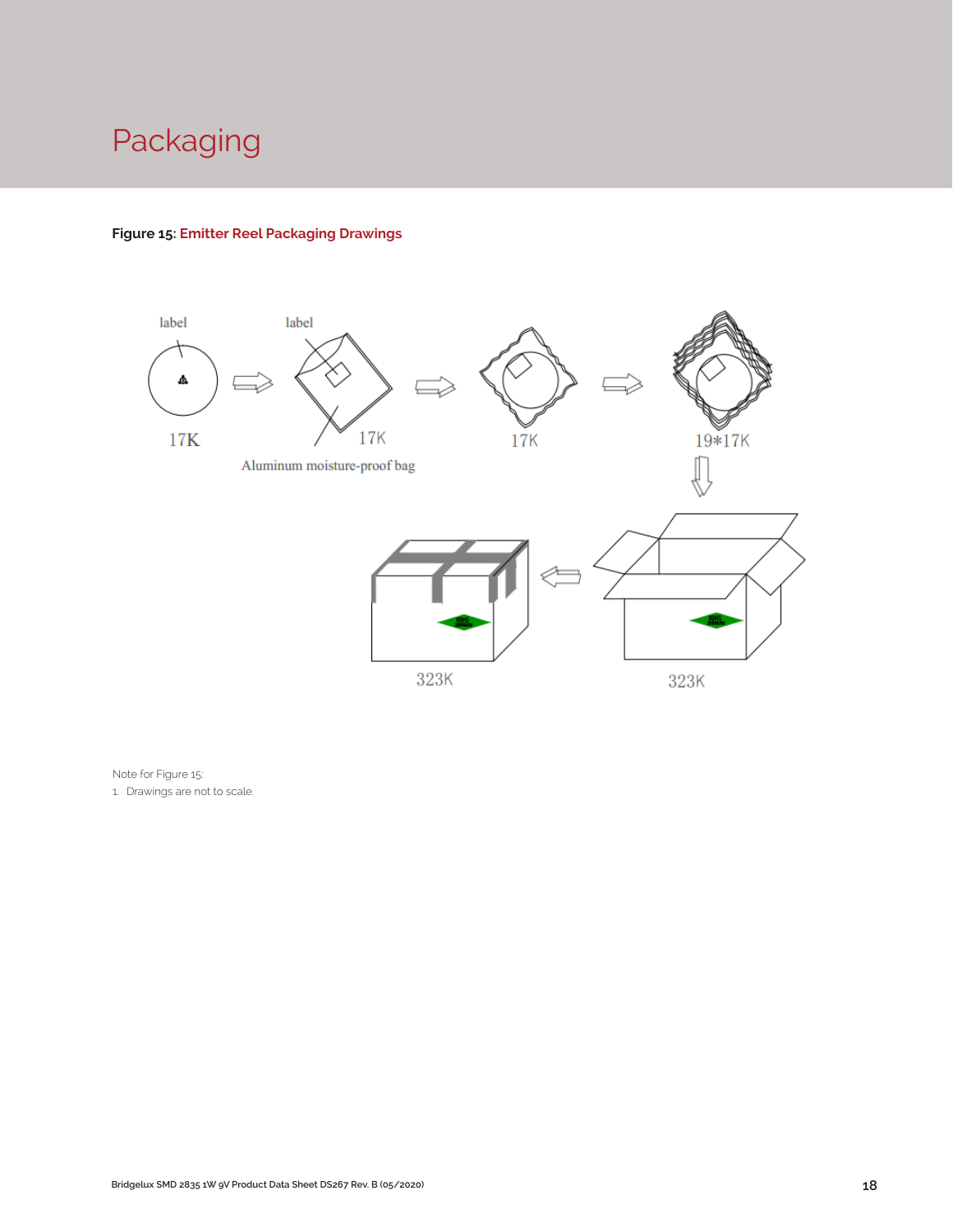# Packaging

**Figure 15:** Emitter Reel Packaging Drawings

Note for Figure 15:

1. Drawings are not to scale.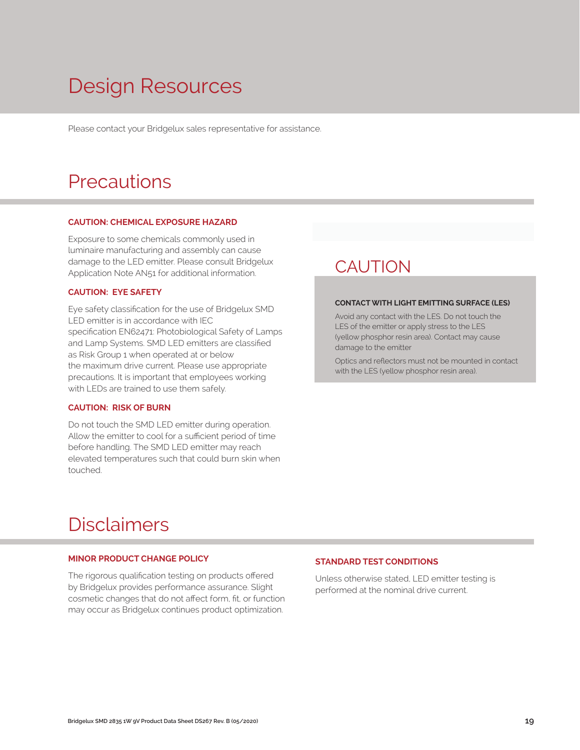# Design Resources

Please contact your Bridgelux sales representative for assistance.

# Precautions

**CAUTION: CHEMICAL EXPOSURE HAZARD**

Exposure to some chemicals commonly used in luminaire manufacturing and assembly can cause damage to the LED emitter. Please consult Bridgelux Application Note AN51 for additional information.

**CAUTION: EYE SAFETY**

Eye safety classification for the use of Bridgelux SMD LED emitter is in accordance with IEC specification EN62471: Photobiological Safety of Lamps and Lamp Systems. SMD LED emitters are classified as Risk Group 1 when operated at or below the maximum drive current. Please use appropriate precautions. It is important that employees working with LEDs are trained to use them safely.

**CAUTION: RISK OF BURN**

Do not touch the SMD LED emitter during operation. Allow the emitter to cool for a sufficient period of time before handling. The SMD LED emitter may reach elevated temperatures such that could burn skin when touched.

## CAUTION

**CONTACT WITH LIGHT EMITTING SURFACE (LES)**

Avoid any contact with the LES. Do not touch the LES of the emitter or apply stress to the LES (yellow phosphor resin area). Contact may cause damage to the emitter

Optics and reflectors must not be mounted in contact with the LES (yellow phosphor resin area).

# Disclaimers

**MINOR PRODUCT CHANGE POLICY**

The rigorous qualification testing on products offered by Bridgelux provides performance assurance. Slight cosmetic changes that do not affect form, fit, or function may occur as Bridgelux continues product optimization.

**STANDARD TEST CONDITIONS**

Unless otherwise stated, LED emitter testing is performed at the nominal drive current.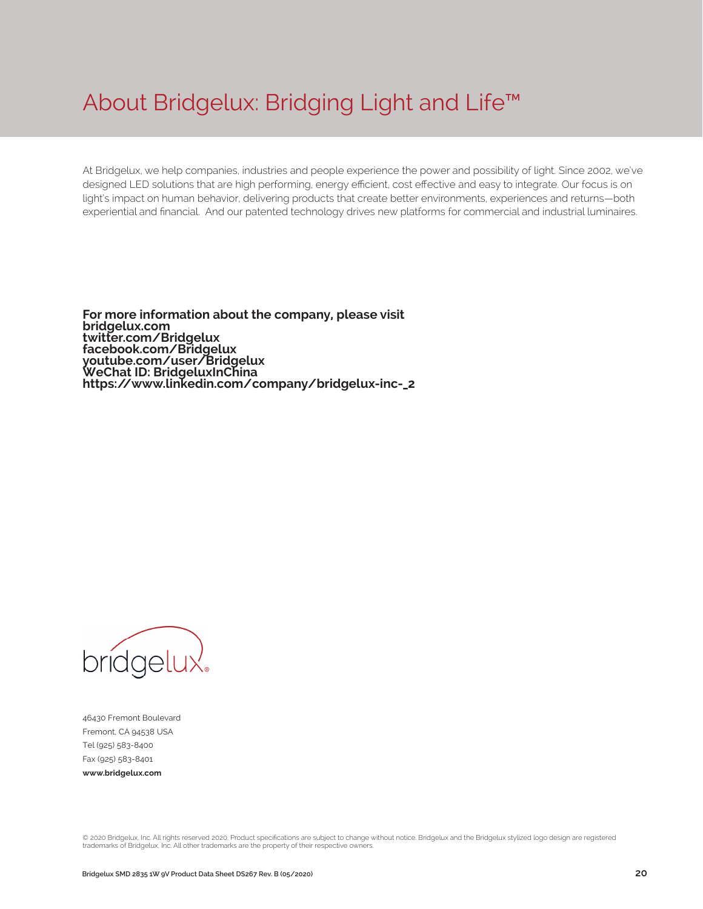# About Bridgelux: Bridging Light and Life™

At Bridgelux, we help companies, industries and people experience the power and possibility of light. Since 2002, we've designed LED solutions that are high performing, energy efficient, cost effective and easy to integrate. Our focus is on light's impact on human behavior, delivering products that create better environments, experiences and returns—both experiential and financial. And our patented technology drives new platforms for commercial and industrial luminaires.

**For more information about the company, please visit**
**bridgelux.com**
**twitter.com/Bridgelux**
**facebook.com/Bridgelux**
**youtube.com/user/Bridgelux**
**WeChat ID: BridgeluxInChina**
**https://www.linkedin.com/company/bridgelux-inc-_2**

46430 Fremont Boulevard
Fremont, CA 94538 USA
Tel (925) 583-8400
Fax (925) 583-8401
**www.bridgelux.com**

© 2020 Bridgelux, Inc. All rights reserved 2020. Product specifications are subject to change without notice. Bridgelux and the Bridgelux stylized logo design are registered trademarks of Bridgelux, Inc. All other trademarks are the property of their respective owners.